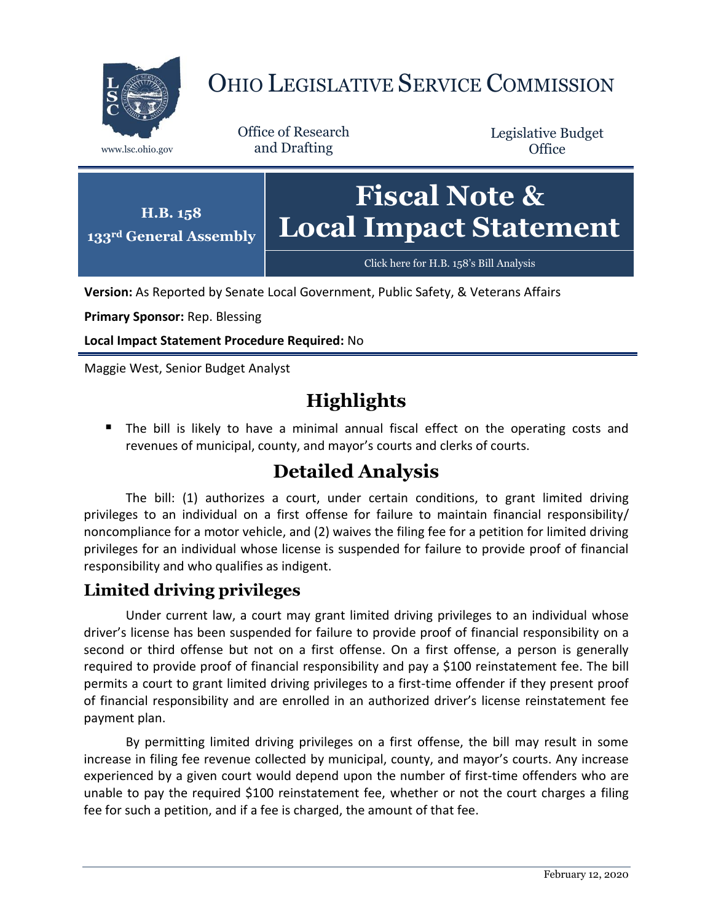# OHIO LEGISLATIVE SERVICE COMMISSION

www.lsc.ohio.gov

Office of Research and Drafting

Legislative Budget Office

**H.B. 158**
**133rd General Assembly**

# Fiscal Note & Local Impact Statement

Click here for H.B. 158's Bill Analysis

**Version:** As Reported by Senate Local Government, Public Safety, & Veterans Affairs

**Primary Sponsor:** Rep. Blessing

**Local Impact Statement Procedure Required:** No

Maggie West, Senior Budget Analyst

## Highlights

- The bill is likely to have a minimal annual fiscal effect on the operating costs and revenues of municipal, county, and mayor's courts and clerks of courts.

## Detailed Analysis

The bill: (1) authorizes a court, under certain conditions, to grant limited driving privileges to an individual on a first offense for failure to maintain financial responsibility/ noncompliance for a motor vehicle, and (2) waives the filing fee for a petition for limited driving privileges for an individual whose license is suspended for failure to provide proof of financial responsibility and who qualifies as indigent.

### Limited driving privileges

Under current law, a court may grant limited driving privileges to an individual whose driver's license has been suspended for failure to provide proof of financial responsibility on a second or third offense but not on a first offense. On a first offense, a person is generally required to provide proof of financial responsibility and pay a $100 reinstatement fee. The bill permits a court to grant limited driving privileges to a first-time offender if they present proof of financial responsibility and are enrolled in an authorized driver's license reinstatement fee payment plan.

By permitting limited driving privileges on a first offense, the bill may result in some increase in filing fee revenue collected by municipal, county, and mayor's courts. Any increase experienced by a given court would depend upon the number of first-time offenders who are unable to pay the required $100 reinstatement fee, whether or not the court charges a filing fee for such a petition, and if a fee is charged, the amount of that fee.

February 12, 2020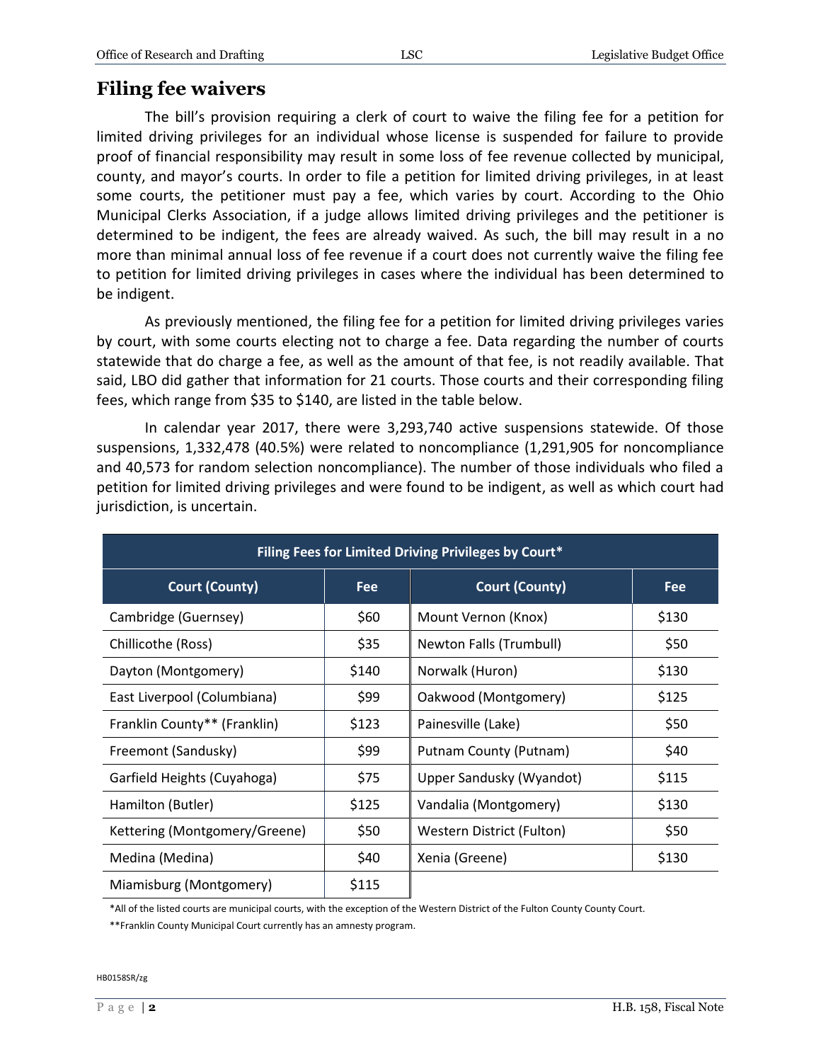## Filing fee waivers

The bill's provision requiring a clerk of court to waive the filing fee for a petition for limited driving privileges for an individual whose license is suspended for failure to provide proof of financial responsibility may result in some loss of fee revenue collected by municipal, county, and mayor's courts. In order to file a petition for limited driving privileges, in at least some courts, the petitioner must pay a fee, which varies by court. According to the Ohio Municipal Clerks Association, if a judge allows limited driving privileges and the petitioner is determined to be indigent, the fees are already waived. As such, the bill may result in a no more than minimal annual loss of fee revenue if a court does not currently waive the filing fee to petition for limited driving privileges in cases where the individual has been determined to be indigent.

As previously mentioned, the filing fee for a petition for limited driving privileges varies by court, with some courts electing not to charge a fee. Data regarding the number of courts statewide that do charge a fee, as well as the amount of that fee, is not readily available. That said, LBO did gather that information for 21 courts. Those courts and their corresponding filing fees, which range from $35 to $140, are listed in the table below.

In calendar year 2017, there were 3,293,740 active suspensions statewide. Of those suspensions, 1,332,478 (40.5%) were related to noncompliance (1,291,905 for noncompliance and 40,573 for random selection noncompliance). The number of those individuals who filed a petition for limited driving privileges and were found to be indigent, as well as which court had jurisdiction, is uncertain.

**Filing Fees for Limited Driving Privileges by Court***

| Court (County) | Fee | Court (County) | Fee |
|---|---|---|---|
| Cambridge (Guernsey) | $60 | Mount Vernon (Knox) | $130 |
| Chillicothe (Ross) | $35 | Newton Falls (Trumbull) | $50 |
| Dayton (Montgomery) | $140 | Norwalk (Huron) | $130 |
| East Liverpool (Columbiana) | $99 | Oakwood (Montgomery) | $125 |
| Franklin County** (Franklin) | $123 | Painesville (Lake) | $50 |
| Freemont (Sandusky) | $99 | Putnam County (Putnam) | $40 |
| Garfield Heights (Cuyahoga) | $75 | Upper Sandusky (Wyandot) | $115 |
| Hamilton (Butler) | $125 | Vandalia (Montgomery) | $130 |
| Kettering (Montgomery/Greene) | $50 | Western District (Fulton) | $50 |
| Medina (Medina) | $40 | Xenia (Greene) | $130 |
| Miamisburg (Montgomery) | $115 | | |

*All of the listed courts are municipal courts, with the exception of the Western District of the Fulton County County Court.

**Franklin County Municipal Court currently has an amnesty program.

HB0158SR/zg